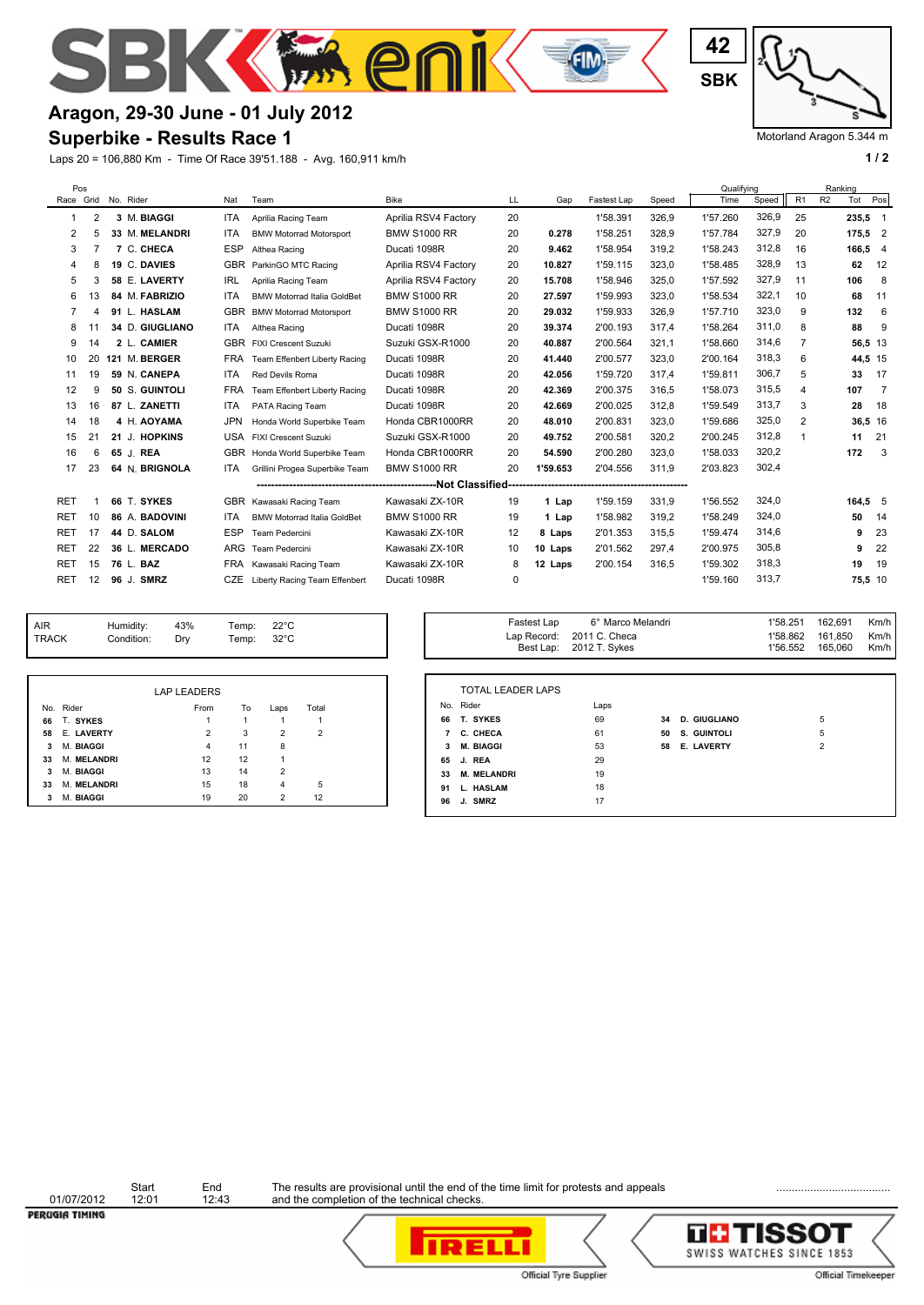42
SBK

Motorland Aragon 5.344 m

# Aragon, 29-30 June - 01 July 2012

## Superbike - Results Race 1

Laps 20 = 106,880 Km - Time Of Race 39'51.188 - Avg. 160,911 km/h

| Pos Race | Pos Grid | No. | Rider | Nat | Team | Bike | LL | Gap | Fastest Lap | Speed | Qualifying Time | Qualifying Speed | Ranking R1 | Ranking R2 | Ranking Tot | Ranking Pos |
|---|---|---|---|---|---|---|---|---|---|---|---|---|---|---|---|---|
| 1 | 2 | 3 | M. **BIAGGI** | ITA | Aprilia Racing Team | Aprilia RSV4 Factory | 20 | | 1'58.391 | 326,9 | 1'57.260 | 326,9 | 25 | | 235,5 | 1 |
| 2 | 5 | 33 | M. **MELANDRI** | ITA | BMW Motorrad Motorsport | BMW S1000 RR | 20 | 0.278 | 1'58.251 | 328,9 | 1'57.784 | 327,9 | 20 | | 175,5 | 2 |
| 3 | 7 | 7 | C. **CHECA** | ESP | Althea Racing | Ducati 1098R | 20 | 9.462 | 1'58.954 | 319,2 | 1'58.243 | 312,8 | 16 | | 166,5 | 4 |
| 4 | 8 | 19 | C. **DAVIES** | GBR | ParkinGO MTC Racing | Aprilia RSV4 Factory | 20 | 10.827 | 1'59.115 | 323,0 | 1'58.485 | 328,9 | 13 | | 62 | 12 |
| 5 | 3 | 58 | E. **LAVERTY** | IRL | Aprilia Racing Team | Aprilia RSV4 Factory | 20 | 15.708 | 1'58.946 | 325,0 | 1'57.592 | 327,9 | 11 | | 106 | 8 |
| 6 | 13 | 84 | M. **FABRIZIO** | ITA | BMW Motorrad Italia GoldBet | BMW S1000 RR | 20 | 27.597 | 1'59.993 | 323,0 | 1'58.534 | 322,1 | 10 | | 68 | 11 |
| 7 | 4 | 91 | L. **HASLAM** | GBR | BMW Motorrad Motorsport | BMW S1000 RR | 20 | 29.032 | 1'59.933 | 326,9 | 1'57.710 | 323,0 | 9 | | 132 | 6 |
| 8 | 11 | 34 | D. **GIUGLIANO** | ITA | Althea Racing | Ducati 1098R | 20 | 39.374 | 2'00.193 | 317,4 | 1'58.264 | 311,0 | 8 | | 88 | 9 |
| 9 | 14 | 2 | L. **CAMIER** | GBR | FIXI Crescent Suzuki | Suzuki GSX-R1000 | 20 | 40.887 | 2'00.564 | 321,1 | 1'58.660 | 314,6 | 7 | | 56,5 | 13 |
| 10 | 20 | 121 | M. **BERGER** | FRA | Team Effenbert Liberty Racing | Ducati 1098R | 20 | 41.440 | 2'00.577 | 323,0 | 2'00.164 | 318,3 | 6 | | 44,5 | 15 |
| 11 | 19 | 59 | N. **CANEPA** | ITA | Red Devils Roma | Ducati 1098R | 20 | 42.056 | 1'59.720 | 317,4 | 1'59.811 | 306,7 | 5 | | 33 | 17 |
| 12 | 9 | 50 | S. **GUINTOLI** | FRA | Team Effenbert Liberty Racing | Ducati 1098R | 20 | 42.369 | 2'00.375 | 316,5 | 1'58.073 | 315,5 | 4 | | 107 | 7 |
| 13 | 16 | 87 | L. **ZANETTI** | ITA | PATA Racing Team | Ducati 1098R | 20 | 42.669 | 2'00.025 | 312,8 | 1'59.549 | 313,7 | 3 | | 28 | 18 |
| 14 | 18 | 4 | H. **AOYAMA** | JPN | Honda World Superbike Team | Honda CBR1000RR | 20 | 48.010 | 2'00.831 | 323,0 | 1'59.686 | 325,0 | 2 | | 36,5 | 16 |
| 15 | 21 | 21 | J. **HOPKINS** | USA | FIXI Crescent Suzuki | Suzuki GSX-R1000 | 20 | 49.752 | 2'00.581 | 320,2 | 2'00.245 | 312,8 | 1 | | 11 | 21 |
| 16 | 6 | 65 | J. **REA** | GBR | Honda World Superbike Team | Honda CBR1000RR | 20 | 54.590 | 2'00.280 | 323,0 | 1'58.033 | 320,2 | | | 172 | 3 |
| 17 | 23 | 64 | N. **BRIGNOLA** | ITA | Grillini Progea Superbike Team | BMW S1000 RR | 20 | 1'59.653 | 2'04.556 | 311,9 | 2'03.823 | 302,4 | | | | |
| | | | **Not Classified** | | | | | | | | | | | | | |
| RET | 1 | 66 | T. **SYKES** | GBR | Kawasaki Racing Team | Kawasaki ZX-10R | 19 | 1 Lap | 1'59.159 | 331,9 | 1'56.552 | 324,0 | | | 164,5 | 5 |
| RET | 10 | 86 | A. **BADOVINI** | ITA | BMW Motorrad Italia GoldBet | BMW S1000 RR | 19 | 1 Lap | 1'58.982 | 319,2 | 1'58.249 | 324,0 | | | 50 | 14 |
| RET | 17 | 44 | D. **SALOM** | ESP | Team Pedercini | Kawasaki ZX-10R | 12 | 8 Laps | 2'01.353 | 315,5 | 1'59.474 | 314,6 | | | 9 | 23 |
| RET | 22 | 36 | L. **MERCADO** | ARG | Team Pedercini | Kawasaki ZX-10R | 10 | 10 Laps | 2'01.562 | 297,4 | 2'00.975 | 305,8 | | | 9 | 22 |
| RET | 15 | 76 | L. **BAZ** | FRA | Kawasaki Racing Team | Kawasaki ZX-10R | 8 | 12 Laps | 2'00.154 | 316,5 | 1'59.302 | 318,3 | | | 19 | 19 |
| RET | 12 | 96 | J. **SMRZ** | CZE | Liberty Racing Team Effenbert | Ducati 1098R | 0 | | | | 1'59.160 | 313,7 | | | 75,5 | 10 |

| | | | | |
|---|---|---|---|---|
| AIR | Humidity: | 43% | Temp: | 22°C |
| TRACK | Condition: | Dry | Temp: | 32°C |

| | | | | |
|---|---|---|---|---|
| Fastest Lap | 6° Marco Melandri | 1'58.251 | 162,691 | Km/h |
| Lap Record: | 2011 C. Checa | 1'58.862 | 161,850 | Km/h |
| Best Lap: | 2012 T. Sykes | 1'56.552 | 165,060 | Km/h |

**LAP LEADERS**

| No. | Rider | From | To | Laps | Total |
|---|---|---|---|---|---|
| 66 | T. **SYKES** | 1 | 1 | 1 | 1 |
| 58 | E. **LAVERTY** | 2 | 3 | 2 | 2 |
| 3 | M. **BIAGGI** | 4 | 11 | 8 | |
| 33 | M. **MELANDRI** | 12 | 12 | 1 | |
| 3 | M. **BIAGGI** | 13 | 14 | 2 | |
| 33 | M. **MELANDRI** | 15 | 18 | 4 | 5 |
| 3 | M. **BIAGGI** | 19 | 20 | 2 | 12 |

**TOTAL LEADER LAPS**

| No. | Rider | Laps | No. | Rider | Laps |
|---|---|---|---|---|---|
| 66 | T. **SYKES** | 69 | 34 | D. **GIUGLIANO** | 5 |
| 7 | C. **CHECA** | 61 | 50 | S. **GUINTOLI** | 5 |
| 3 | M. **BIAGGI** | 53 | 58 | E. **LAVERTY** | 2 |
| 65 | J. **REA** | 29 | | | |
| 33 | M. **MELANDRI** | 19 | | | |
| 91 | L. **HASLAM** | 18 | | | |
| 96 | J. **SMRZ** | 17 | | | |

01/07/2012 — Start 12:01 — End 12:43

The results are provisional until the end of the time limit for protests and appeals and the completion of the technical checks.

...................................

Official Tyre Supplier — Official Timekeeper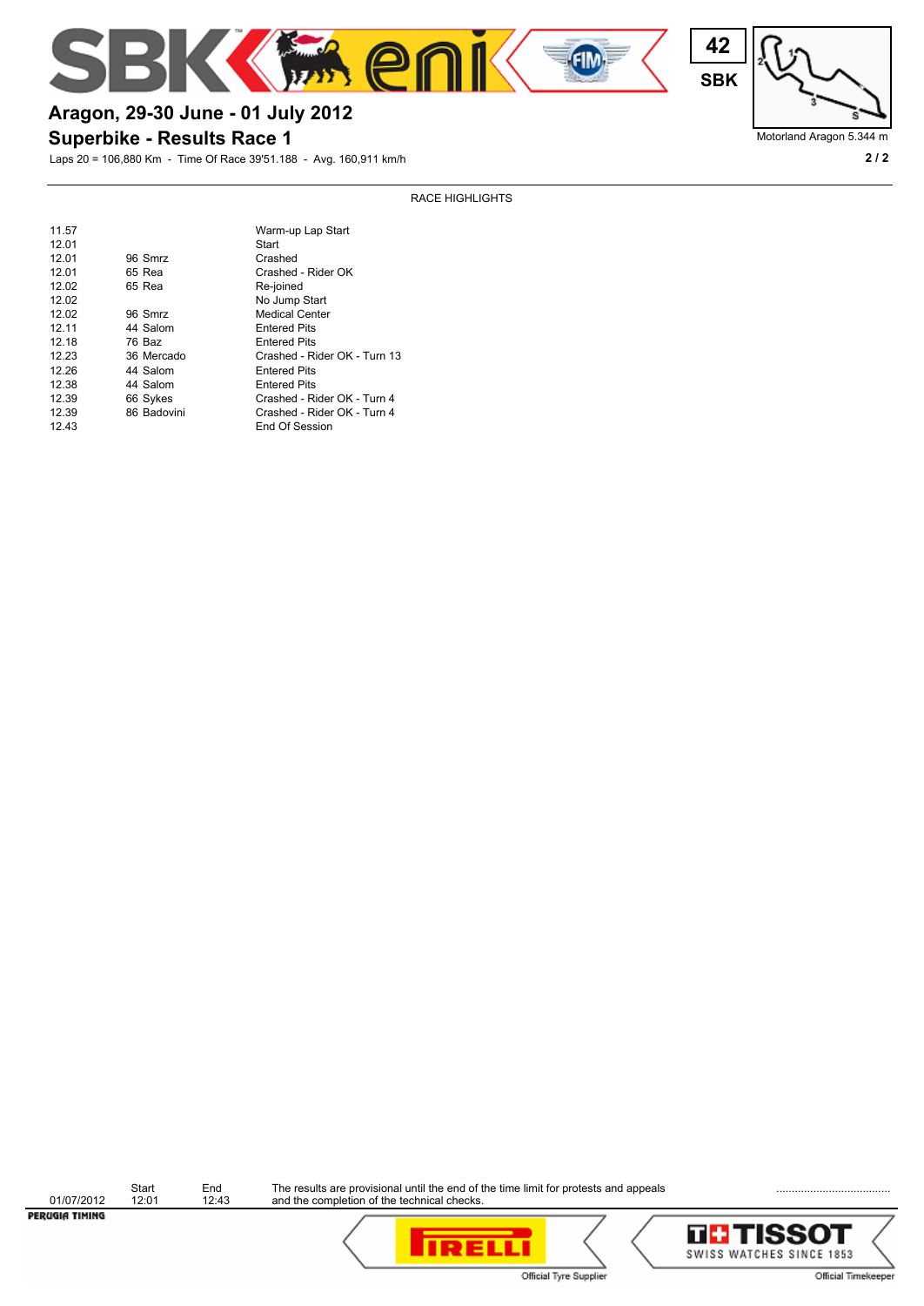## Aragon, 29-30 June - 01 July 2012

## Superbike - Results Race 1

Laps 20 = 106,880 Km - Time Of Race 39'51.188 - Avg. 160,911 km/h

42 SBK

Motorland Aragon 5.344 m

### RACE HIGHLIGHTS

| | | |
|---|---|---|
| 11.57 | | Warm-up Lap Start |
| 12.01 | | Start |
| 12.01 | 96 Smrz | Crashed |
| 12.01 | 65 Rea | Crashed - Rider OK |
| 12.02 | 65 Rea | Re-joined |
| 12.02 | | No Jump Start |
| 12.02 | 96 Smrz | Medical Center |
| 12.11 | 44 Salom | Entered Pits |
| 12.18 | 76 Baz | Entered Pits |
| 12.23 | 36 Mercado | Crashed - Rider OK - Turn 13 |
| 12.26 | 44 Salom | Entered Pits |
| 12.38 | 44 Salom | Entered Pits |
| 12.39 | 66 Sykes | Crashed - Rider OK - Turn 4 |
| 12.39 | 86 Badovini | Crashed - Rider OK - Turn 4 |
| 12.43 | | End Of Session |

| | Start | End |
|---|---|---|
| 01/07/2012 | 12:01 | 12:43 |

The results are provisional until the end of the time limit for protests and appeals and the completion of the technical checks.

....................................

Official Tyre Supplier

Official Timekeeper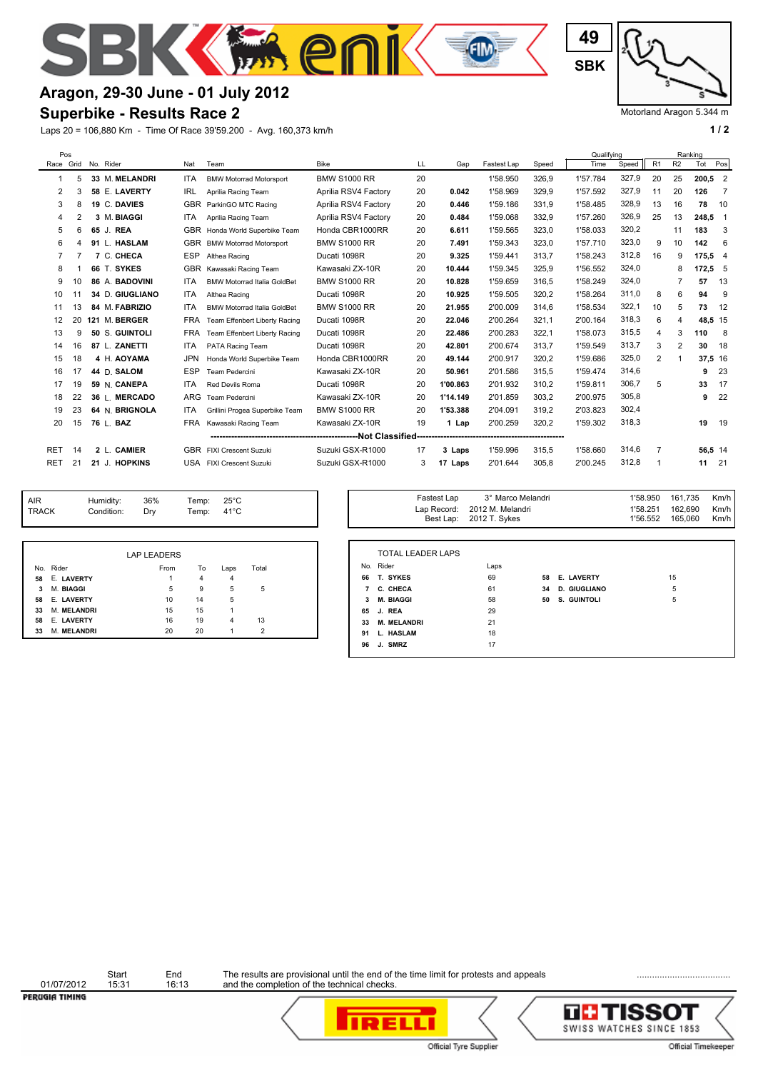# Aragon, 29-30 June - 01 July 2012

## Superbike - Results Race 2

49 SBK

Motorland Aragon 5.344 m

Laps 20 = 106,880 Km - Time Of Race 39'59.200 - Avg. 160,373 km/h

| Pos Race | Pos Grid | No. | Rider | Nat | Team | Bike | LL | Gap | Fastest Lap | Speed | Qualifying Time | Qualifying Speed | R1 | R2 | Ranking Tot | Ranking Pos |
|---|---|---|---|---|---|---|---|---|---|---|---|---|---|---|---|---|
| 1 | 5 | 33 | M. **MELANDRI** | ITA | BMW Motorrad Motorsport | BMW S1000 RR | 20 | | 1'58.950 | 326,9 | 1'57.784 | 327,9 | 20 | 25 | **200,5** | 2 |
| 2 | 3 | 58 | E. **LAVERTY** | IRL | Aprilia Racing Team | Aprilia RSV4 Factory | 20 | **0.042** | 1'58.969 | 329,9 | 1'57.592 | 327,9 | 11 | 20 | **126** | 7 |
| 3 | 8 | 19 | C. **DAVIES** | GBR | ParkinGO MTC Racing | Aprilia RSV4 Factory | 20 | **0.446** | 1'59.186 | 331,9 | 1'58.485 | 328,9 | 13 | 16 | **78** | 10 |
| 4 | 2 | 3 | M. **BIAGGI** | ITA | Aprilia Racing Team | Aprilia RSV4 Factory | 20 | **0.484** | 1'59.068 | 332,9 | 1'57.260 | 326,9 | 25 | 13 | **248,5** | 1 |
| 5 | 6 | 65 | J. **REA** | GBR | Honda World Superbike Team | Honda CBR1000RR | 20 | **6.611** | 1'59.565 | 323,0 | 1'58.033 | 320,2 | | 11 | **183** | 3 |
| 6 | 4 | 91 | L. **HASLAM** | GBR | BMW Motorrad Motorsport | BMW S1000 RR | 20 | **7.491** | 1'59.343 | 323,0 | 1'57.710 | 323,0 | 9 | 10 | **142** | 6 |
| 7 | 7 | 7 | C. **CHECA** | ESP | Althea Racing | Ducati 1098R | 20 | **9.325** | 1'59.441 | 313,7 | 1'58.243 | 312,8 | 16 | 9 | **175,5** | 4 |
| 8 | 1 | 66 | T. **SYKES** | GBR | Kawasaki Racing Team | Kawasaki ZX-10R | 20 | **10.444** | 1'59.345 | 325,9 | 1'56.552 | 324,0 | | 8 | **172,5** | 5 |
| 9 | 10 | 86 | A. **BADOVINI** | ITA | BMW Motorrad Italia GoldBet | BMW S1000 RR | 20 | **10.828** | 1'59.659 | 316,5 | 1'58.249 | 324,0 | | 7 | **57** | 13 |
| 10 | 11 | 34 | D. **GIUGLIANO** | ITA | Althea Racing | Ducati 1098R | 20 | **10.925** | 1'59.505 | 320,2 | 1'58.264 | 311,0 | 8 | 6 | **94** | 9 |
| 11 | 13 | 84 | M. **FABRIZIO** | ITA | BMW Motorrad Italia GoldBet | BMW S1000 RR | 20 | **21.955** | 2'00.009 | 314,6 | 1'58.534 | 322,1 | 10 | 5 | **73** | 12 |
| 12 | 20 | 121 | M. **BERGER** | FRA | Team Effenbert Liberty Racing | Ducati 1098R | 20 | **22.046** | 2'00.264 | 321,1 | 2'00.164 | 318,3 | 6 | 4 | **48,5** | 15 |
| 13 | 9 | 50 | S. **GUINTOLI** | FRA | Team Effenbert Liberty Racing | Ducati 1098R | 20 | **22.486** | 2'00.283 | 322,1 | 1'58.073 | 315,5 | 4 | 3 | **110** | 8 |
| 14 | 16 | 87 | L. **ZANETTI** | ITA | PATA Racing Team | Ducati 1098R | 20 | **42.801** | 2'00.674 | 313,7 | 1'59.549 | 313,7 | 3 | 2 | **30** | 18 |
| 15 | 18 | 4 | H. **AOYAMA** | JPN | Honda World Superbike Team | Honda CBR1000RR | 20 | **49.144** | 2'00.917 | 320,2 | 1'59.686 | 325,0 | 2 | 1 | **37,5** | 16 |
| 16 | 17 | 44 | D. **SALOM** | ESP | Team Pedercini | Kawasaki ZX-10R | 20 | **50.961** | 2'01.586 | 315,5 | 1'59.474 | 314,6 | | | **9** | 23 |
| 17 | 19 | 59 | N. **CANEPA** | ITA | Red Devils Roma | Ducati 1098R | 20 | **1'00.863** | 2'01.932 | 310,2 | 1'59.811 | 306,7 | 5 | | **33** | 17 |
| 18 | 22 | 36 | L. **MERCADO** | ARG | Team Pedercini | Kawasaki ZX-10R | 20 | **1'14.149** | 2'01.859 | 303,2 | 2'00.975 | 305,8 | | | **9** | 22 |
| 19 | 23 | 64 | N. **BRIGNOLA** | ITA | Grillini Progea Superbike Team | BMW S1000 RR | 20 | **1'53.388** | 2'04.091 | 319,2 | 2'03.823 | 302,4 | | | | |
| 20 | 15 | 76 | L. **BAZ** | FRA | Kawasaki Racing Team | Kawasaki ZX-10R | 19 | **1 Lap** | 2'00.259 | 320,2 | 1'59.302 | 318,3 | | | **19** | 19 |
| | | | | | **Not Classified** | | | | | | | | | | | |
| RET | 14 | 2 | L. **CAMIER** | GBR | FIXI Crescent Suzuki | Suzuki GSX-R1000 | 17 | **3 Laps** | 1'59.996 | 315,5 | 1'58.660 | 314,6 | 7 | | **56,5** | 14 |
| RET | 21 | 21 | J. **HOPKINS** | USA | FIXI Crescent Suzuki | Suzuki GSX-R1000 | 3 | **17 Laps** | 2'01.644 | 305,8 | 2'00.245 | 312,8 | 1 | | **11** | 21 |

| | | | | |
|---|---|---|---|---|
| AIR | Humidity: | 36% | Temp: | 25°C |
| TRACK | Condition: | Dry | Temp: | 41°C |

| | | | | |
|---|---|---|---|---|
| Fastest Lap | 3° Marco Melandri | 1'58.950 | 161,735 | Km/h |
| Lap Record: | 2012 M. Melandri | 1'58.251 | 162,690 | Km/h |
| Best Lap: | 2012 T. Sykes | 1'56.552 | 165,060 | Km/h |

**LAP LEADERS**

| No. | Rider | From | To | Laps | Total |
|---|---|---|---|---|---|
| 58 | E. **LAVERTY** | 1 | 4 | 4 | |
| 3 | M. **BIAGGI** | 5 | 9 | 5 | 5 |
| 58 | E. **LAVERTY** | 10 | 14 | 5 | |
| 33 | M. **MELANDRI** | 15 | 15 | 1 | |
| 58 | E. **LAVERTY** | 16 | 19 | 4 | 13 |
| 33 | M. **MELANDRI** | 20 | 20 | 1 | 2 |

**TOTAL LEADER LAPS**

| No. | Rider | Laps |
|---|---|---|
| 66 | T. **SYKES** | 69 |
| 7 | C. **CHECA** | 61 |
| 3 | M. **BIAGGI** | 58 |
| 65 | J. **REA** | 29 |
| 33 | M. **MELANDRI** | 21 |
| 91 | L. **HASLAM** | 18 |
| 96 | J. **SMRZ** | 17 |
| 58 | E. **LAVERTY** | 15 |
| 34 | D. **GIUGLIANO** | 5 |
| 50 | S. **GUINTOLI** | 5 |

01/07/2012 Start 15:31 End 16:13

The results are provisional until the end of the time limit for protests and appeals and the completion of the technical checks.

Official Tyre Supplier — Official Timekeeper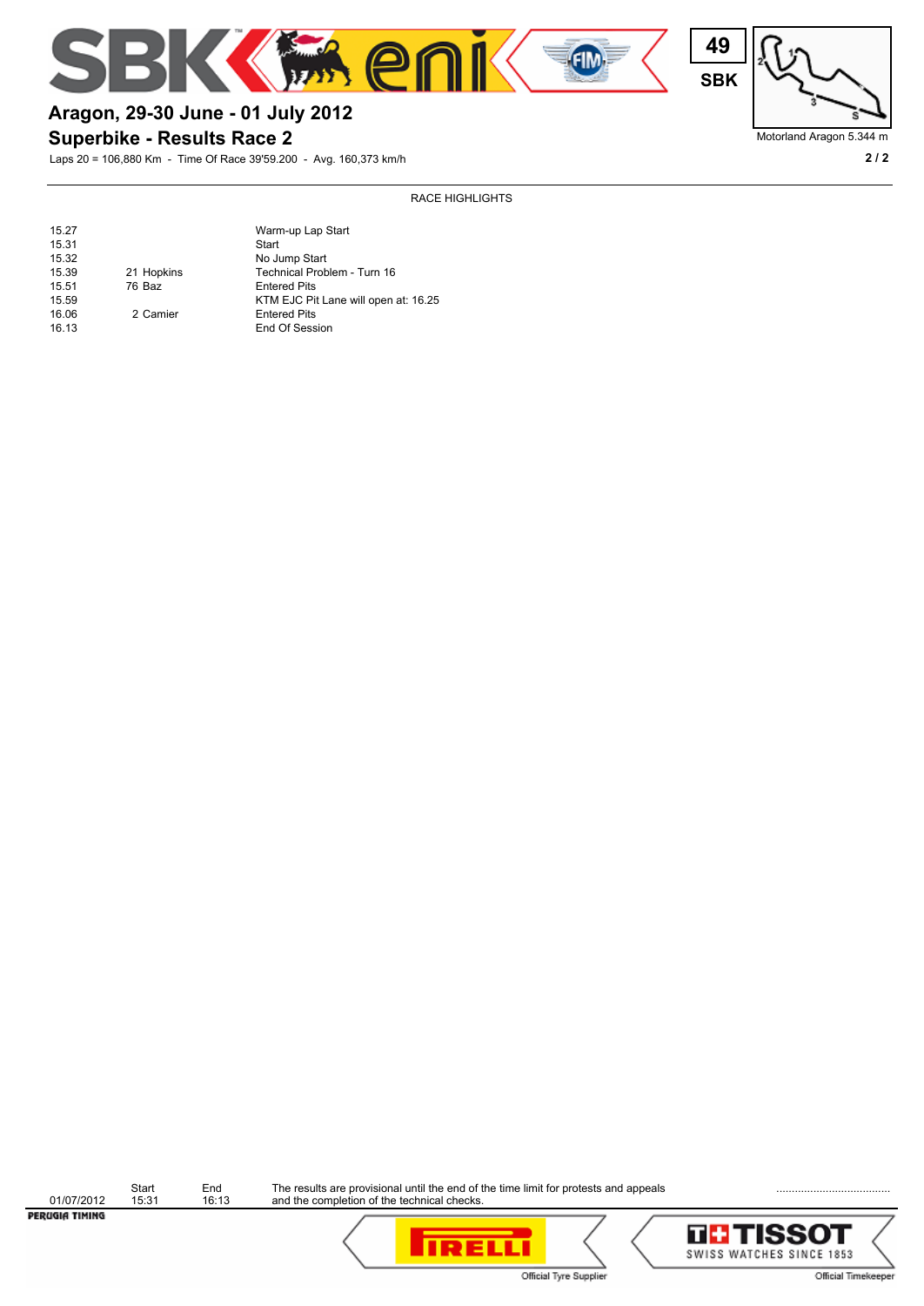# Aragon, 29-30 June - 01 July 2012

## Superbike - Results Race 2

Laps 20 = 106,880 Km - Time Of Race 39'59.200 - Avg. 160,373 km/h

49 SBK

Motorland Aragon 5.344 m

RACE HIGHLIGHTS

| | | |
|---|---|---|
| 15.27 | | Warm-up Lap Start |
| 15.31 | | Start |
| 15.32 | | No Jump Start |
| 15.39 | 21 Hopkins | Technical Problem - Turn 16 |
| 15.51 | 76 Baz | Entered Pits |
| 15.59 | | KTM EJC Pit Lane will open at: 16.25 |
| 16.06 | 2 Camier | Entered Pits |
| 16.13 | | End Of Session |

| | Start | End |
|---|---|---|
| 01/07/2012 | 15:31 | 16:13 |

The results are provisional until the end of the time limit for protests and appeals and the completion of the technical checks.

....................................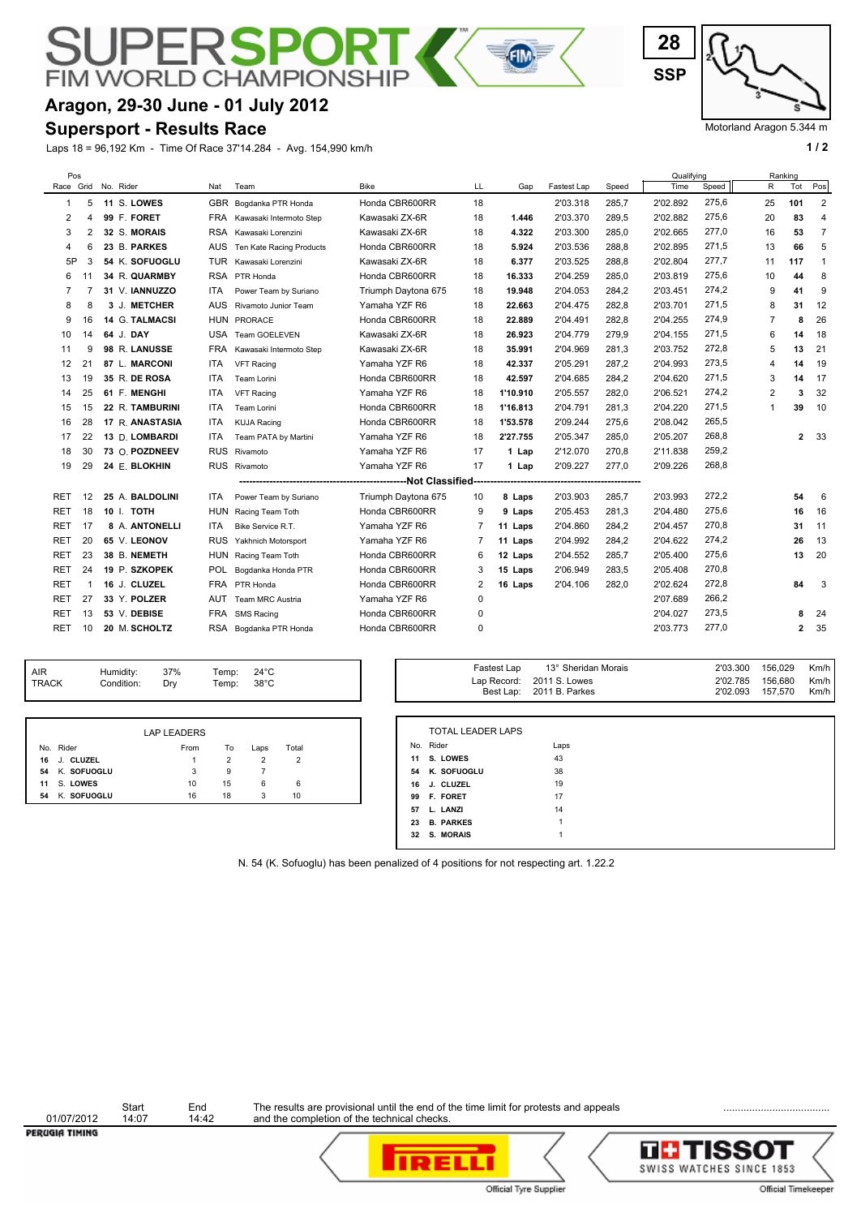# SUPERSPORT FIM WORLD CHAMPIONSHIP

## Aragon, 29-30 June - 01 July 2012

## Supersport - Results Race

Laps 18 = 96,192 Km - Time Of Race 37'14.284 - Avg. 154,990 km/h

28 SSP

Motorland Aragon 5.344 m

| Pos Race | Pos Grid | No. | Rider | Nat | Team | Bike | LL | Gap | Fastest Lap | Speed | Qualifying Time | Qualifying Speed | Ranking R | Ranking Tot | Ranking Pos |
|---|---|---|---|---|---|---|---|---|---|---|---|---|---|---|---|
| 1 | 5 | 11 | S. LOWES | GBR | Bogdanka PTR Honda | Honda CBR600RR | 18 | | 2'03.318 | 285,7 | 2'02.892 | 275,6 | 25 | 101 | 2 |
| 2 | 4 | 99 | F. FORET | FRA | Kawasaki Intermoto Step | Kawasaki ZX-6R | 18 | 1.446 | 2'03.370 | 289,5 | 2'02.882 | 275,6 | 20 | 83 | 4 |
| 3 | 2 | 32 | S. MORAIS | RSA | Kawasaki Lorenzini | Kawasaki ZX-6R | 18 | 4.322 | 2'03.300 | 285,0 | 2'02.665 | 277,0 | 16 | 53 | 7 |
| 4 | 6 | 23 | B. PARKES | AUS | Ten Kate Racing Products | Honda CBR600RR | 18 | 5.924 | 2'03.536 | 288,8 | 2'02.895 | 271,5 | 13 | 66 | 5 |
| 5P | 3 | 54 | K. SOFUOGLU | TUR | Kawasaki Lorenzini | Kawasaki ZX-6R | 18 | 6.377 | 2'03.525 | 288,8 | 2'02.804 | 277,7 | 11 | 117 | 1 |
| 6 | 11 | 34 | R. QUARMBY | RSA | PTR Honda | Honda CBR600RR | 18 | 16.333 | 2'04.259 | 285,0 | 2'03.819 | 275,6 | 10 | 44 | 8 |
| 7 | 7 | 31 | V. IANNUZZO | ITA | Power Team by Suriano | Triumph Daytona 675 | 18 | 19.948 | 2'04.053 | 284,2 | 2'03.451 | 274,2 | 9 | 41 | 9 |
| 8 | 8 | 3 | J. METCHER | AUS | Rivamoto Junior Team | Yamaha YZF R6 | 18 | 22.663 | 2'04.475 | 282,8 | 2'03.701 | 271,5 | 8 | 31 | 12 |
| 9 | 16 | 14 | G. TALMACSI | HUN | PRORACE | Honda CBR600RR | 18 | 22.889 | 2'04.491 | 282,8 | 2'04.255 | 274,9 | 7 | 8 | 26 |
| 10 | 14 | 64 | J. DAY | USA | Team GOELEVEN | Kawasaki ZX-6R | 18 | 26.923 | 2'04.779 | 279,9 | 2'04.155 | 271,5 | 6 | 14 | 18 |
| 11 | 9 | 98 | R. LANUSSE | FRA | Kawasaki Intermoto Step | Kawasaki ZX-6R | 18 | 35.991 | 2'04.969 | 281,3 | 2'03.752 | 272,8 | 5 | 13 | 21 |
| 12 | 21 | 87 | L. MARCONI | ITA | VFT Racing | Yamaha YZF R6 | 18 | 42.337 | 2'05.291 | 287,2 | 2'04.993 | 273,5 | 4 | 14 | 19 |
| 13 | 19 | 35 | R. DE ROSA | ITA | Team Lorini | Honda CBR600RR | 18 | 42.597 | 2'04.685 | 284,2 | 2'04.620 | 271,5 | 3 | 14 | 17 |
| 14 | 25 | 61 | F. MENGHI | ITA | VFT Racing | Yamaha YZF R6 | 18 | 1'10.910 | 2'05.557 | 282,0 | 2'06.521 | 274,2 | 2 | 3 | 32 |
| 15 | 15 | 22 | R. TAMBURINI | ITA | Team Lorini | Honda CBR600RR | 18 | 1'16.813 | 2'04.791 | 281,3 | 2'04.220 | 271,5 | 1 | 39 | 10 |
| 16 | 28 | 17 | R. ANASTASIA | ITA | KUJA Racing | Honda CBR600RR | 18 | 1'53.578 | 2'09.244 | 275,6 | 2'08.042 | 265,5 | | | |
| 17 | 22 | 13 | D. LOMBARDI | ITA | Team PATA by Martini | Yamaha YZF R6 | 18 | 2'27.755 | 2'05.347 | 285,0 | 2'05.207 | 268,8 | | 2 | 33 |
| 18 | 30 | 73 | O. POZDNEEV | RUS | Rivamoto | Yamaha YZF R6 | 17 | 1 Lap | 2'12.070 | 270,8 | 2'11.838 | 259,2 | | | |
| 19 | 29 | 24 | E. BLOKHIN | RUS | Rivamoto | Yamaha YZF R6 | 17 | 1 Lap | 2'09.227 | 277,0 | 2'09.226 | 268,8 | | | |
| | | | | | | **Not Classified** | | | | | | | | | |
| RET | 12 | 25 | A. BALDOLINI | ITA | Power Team by Suriano | Triumph Daytona 675 | 10 | 8 Laps | 2'03.903 | 285,7 | 2'03.993 | 272,2 | | 54 | 6 |
| RET | 18 | 10 | I. TOTH | HUN | Racing Team Toth | Honda CBR600RR | 9 | 9 Laps | 2'05.453 | 281,3 | 2'04.480 | 275,6 | | 16 | 16 |
| RET | 17 | 8 | A. ANTONELLI | ITA | Bike Service R.T. | Yamaha YZF R6 | 7 | 11 Laps | 2'04.860 | 284,2 | 2'04.457 | 270,8 | | 31 | 11 |
| RET | 20 | 65 | V. LEONOV | RUS | Yakhnich Motorsport | Yamaha YZF R6 | 7 | 11 Laps | 2'04.992 | 284,2 | 2'04.622 | 274,2 | | 26 | 13 |
| RET | 23 | 38 | B. NEMETH | HUN | Racing Team Toth | Honda CBR600RR | 6 | 12 Laps | 2'04.552 | 285,7 | 2'05.400 | 275,6 | | 13 | 20 |
| RET | 24 | 19 | P. SZKOPEK | POL | Bogdanka Honda PTR | Honda CBR600RR | 3 | 15 Laps | 2'06.949 | 283,5 | 2'05.408 | 270,8 | | | |
| RET | 1 | 16 | J. CLUZEL | FRA | PTR Honda | Honda CBR600RR | 2 | 16 Laps | 2'04.106 | 282,0 | 2'02.624 | 272,8 | | 84 | 3 |
| RET | 27 | 33 | Y. POLZER | AUT | Team MRC Austria | Yamaha YZF R6 | 0 | | | | 2'07.689 | 266,2 | | | |
| RET | 13 | 53 | V. DEBISE | FRA | SMS Racing | Honda CBR600RR | 0 | | | | 2'04.027 | 273,5 | | 8 | 24 |
| RET | 10 | 20 | M. SCHOLTZ | RSA | Bogdanka PTR Honda | Honda CBR600RR | 0 | | | | 2'03.773 | 277,0 | | 2 | 35 |

| | Humidity: | 37% | Temp: | 24°C |
|---|---|---|---|---|
| AIR | | | | |
| TRACK | Condition: | Dry | Temp: | 38°C |

| | | | | |
|---|---|---|---|---|
| Fastest Lap | 13° Sheridan Morais | 2'03.300 | 156,029 | Km/h |
| Lap Record: | 2011 S. Lowes | 2'02.785 | 156,680 | Km/h |
| Best Lap: | 2011 B. Parkes | 2'02.093 | 157,570 | Km/h |

**LAP LEADERS**

| No. | Rider | From | To | Laps | Total |
|---|---|---|---|---|---|
| 16 | J. CLUZEL | 1 | 2 | 2 | 2 |
| 54 | K. SOFUOGLU | 3 | 9 | 7 | |
| 11 | S. LOWES | 10 | 15 | 6 | 6 |
| 54 | K. SOFUOGLU | 16 | 18 | 3 | 10 |

**TOTAL LEADER LAPS**

| No. | Rider | Laps |
|---|---|---|
| 11 | S. LOWES | 43 |
| 54 | K. SOFUOGLU | 38 |
| 16 | J. CLUZEL | 19 |
| 99 | F. FORET | 17 |
| 57 | L. LANZI | 14 |
| 23 | B. PARKES | 1 |
| 32 | S. MORAIS | 1 |

N. 54 (K. Sofuoglu) has been penalized of 4 positions for not respecting art. 1.22.2

| | Start | End |
|---|---|---|
| 01/07/2012 | 14:07 | 14:42 |

The results are provisional until the end of the time limit for protests and appeals and the completion of the technical checks.

....................................

PERUGIA TIMING

Official Tyre Supplier — PIRELLI

Official Timekeeper — TISSOT SWISS WATCHES SINCE 1853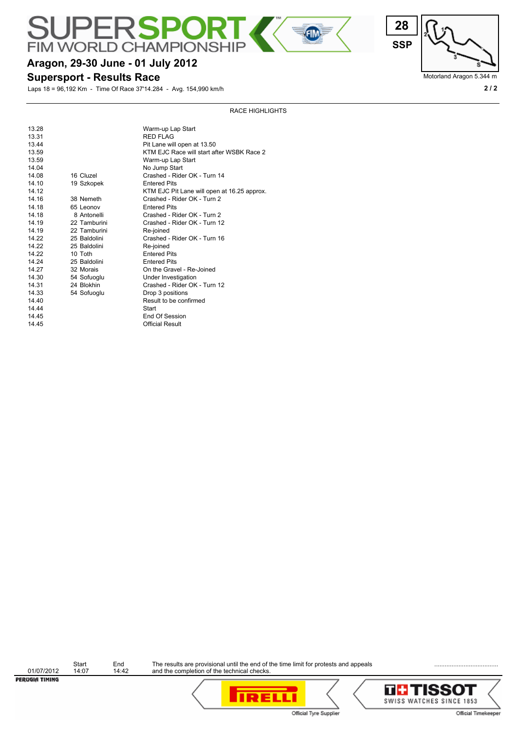# SUPERSPORT FIM WORLD CHAMPIONSHIP

28
SSP

## Aragon, 29-30 June - 01 July 2012

## Supersport - Results Race

Laps 18 = 96,192 Km - Time Of Race 37'14.284 - Avg. 154,990 km/h

Motorland Aragon 5.344 m

RACE HIGHLIGHTS

| | | |
|---|---|---|
| 13.28 | | Warm-up Lap Start |
| 13.31 | | RED FLAG |
| 13.44 | | Pit Lane will open at 13.50 |
| 13.59 | | KTM EJC Race will start after WSBK Race 2 |
| 13.59 | | Warm-up Lap Start |
| 14.04 | | No Jump Start |
| 14.08 | 16 Cluzel | Crashed - Rider OK - Turn 14 |
| 14.10 | 19 Szkopek | Entered Pits |
| 14.12 | | KTM EJC Pit Lane will open at 16.25 approx. |
| 14.16 | 38 Nemeth | Crashed - Rider OK - Turn 2 |
| 14.18 | 65 Leonov | Entered Pits |
| 14.18 | 8 Antonelli | Crashed - Rider OK - Turn 2 |
| 14.19 | 22 Tamburini | Crashed - Rider OK - Turn 12 |
| 14.19 | 22 Tamburini | Re-joined |
| 14.22 | 25 Baldolini | Crashed - Rider OK - Turn 16 |
| 14.22 | 25 Baldolini | Re-joined |
| 14.22 | 10 Toth | Entered Pits |
| 14.24 | 25 Baldolini | Entered Pits |
| 14.27 | 32 Morais | On the Gravel - Re-Joined |
| 14.30 | 54 Sofuoglu | Under Investigation |
| 14.31 | 24 Blokhin | Crashed - Rider OK - Turn 12 |
| 14.33 | 54 Sofuoglu | Drop 3 positions |
| 14.40 | | Result to be confirmed |
| 14.44 | | Start |
| 14.45 | | End Of Session |
| 14.45 | | Official Result |

| | Start | End | |
|---|---|---|---|
| 01/07/2012 | 14:07 | 14:42 | The results are provisional until the end of the time limit for protests and appeals and the completion of the technical checks. |

....................................

PERUGIA TIMING

Official Tyre Supplier

Official Timekeeper